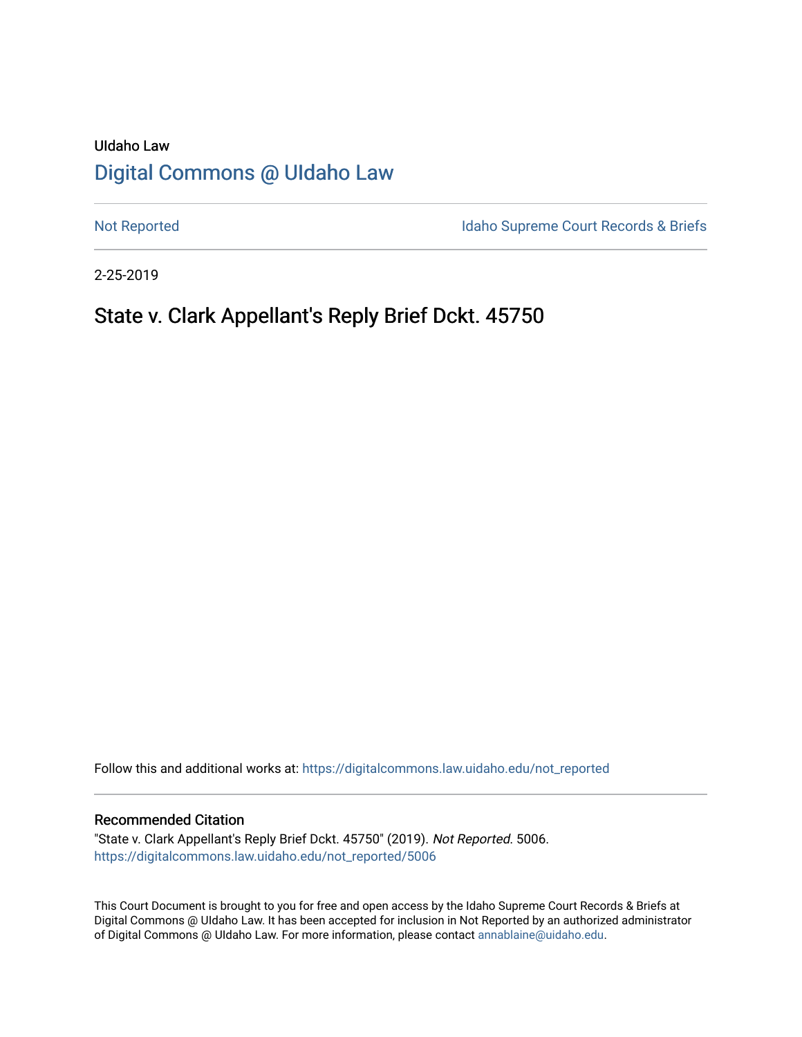UIdaho Law

# Digital Commons @ UIdaho Law

Not Reported

Idaho Supreme Court Records & Briefs

2-25-2019

## State v. Clark Appellant's Reply Brief Dckt. 45750

Follow this and additional works at: https://digitalcommons.law.uidaho.edu/not_reported

### Recommended Citation

"State v. Clark Appellant's Reply Brief Dckt. 45750" (2019). *Not Reported*. 5006.
https://digitalcommons.law.uidaho.edu/not_reported/5006

This Court Document is brought to you for free and open access by the Idaho Supreme Court Records & Briefs at Digital Commons @ UIdaho Law. It has been accepted for inclusion in Not Reported by an authorized administrator of Digital Commons @ UIdaho Law. For more information, please contact annablaine@uidaho.edu.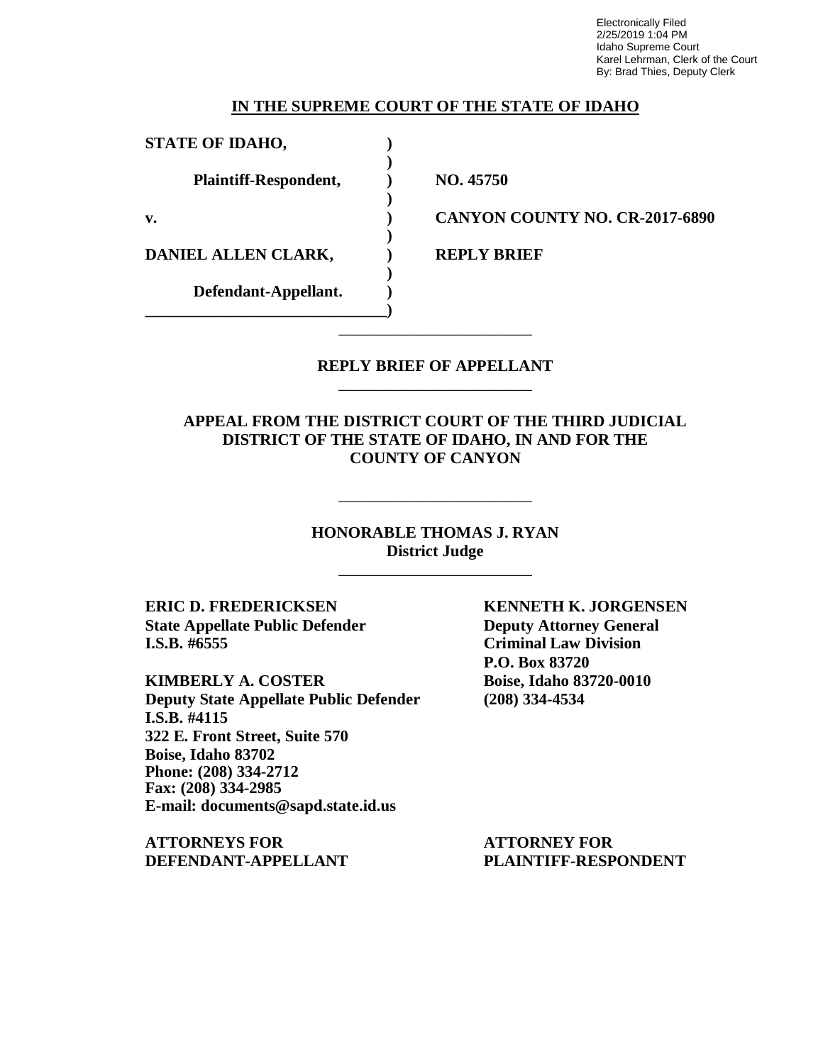Electronically Filed
2/25/2019 1:04 PM
Idaho Supreme Court
Karel Lehrman, Clerk of the Court
By: Brad Thies, Deputy Clerk

**IN THE SUPREME COURT OF THE STATE OF IDAHO**

| | | |
|---|---|---|
| **STATE OF IDAHO,** | **)** | |
| | **)** | |
| **Plaintiff-Respondent,** | **)** | **NO. 45750** |
| | **)** | |
| **v.** | **)** | **CANYON COUNTY NO. CR-2017-6890** |
| | **)** | |
| **DANIEL ALLEN CLARK,** | **)** | **REPLY BRIEF** |
| | **)** | |
| **Defendant-Appellant.** | **)** | |
| ______________________________ | **)** | |

**REPLY BRIEF OF APPELLANT**

**APPEAL FROM THE DISTRICT COURT OF THE THIRD JUDICIAL DISTRICT OF THE STATE OF IDAHO, IN AND FOR THE COUNTY OF CANYON**

**HONORABLE THOMAS J. RYAN**
**District Judge**

**ERIC D. FREDERICKSEN**
**State Appellate Public Defender**
**I.S.B. #6555**

**KIMBERLY A. COSTER**
**Deputy State Appellate Public Defender**
**I.S.B. #4115**
**322 E. Front Street, Suite 570**
**Boise, Idaho 83702**
**Phone: (208) 334-2712**
**Fax: (208) 334-2985**
**E-mail: documents@sapd.state.id.us**

**ATTORNEYS FOR DEFENDANT-APPELLANT**

**KENNETH K. JORGENSEN**
**Deputy Attorney General**
**Criminal Law Division**
**P.O. Box 83720**
**Boise, Idaho 83720-0010**
**(208) 334-4534**

**ATTORNEY FOR PLAINTIFF-RESPONDENT**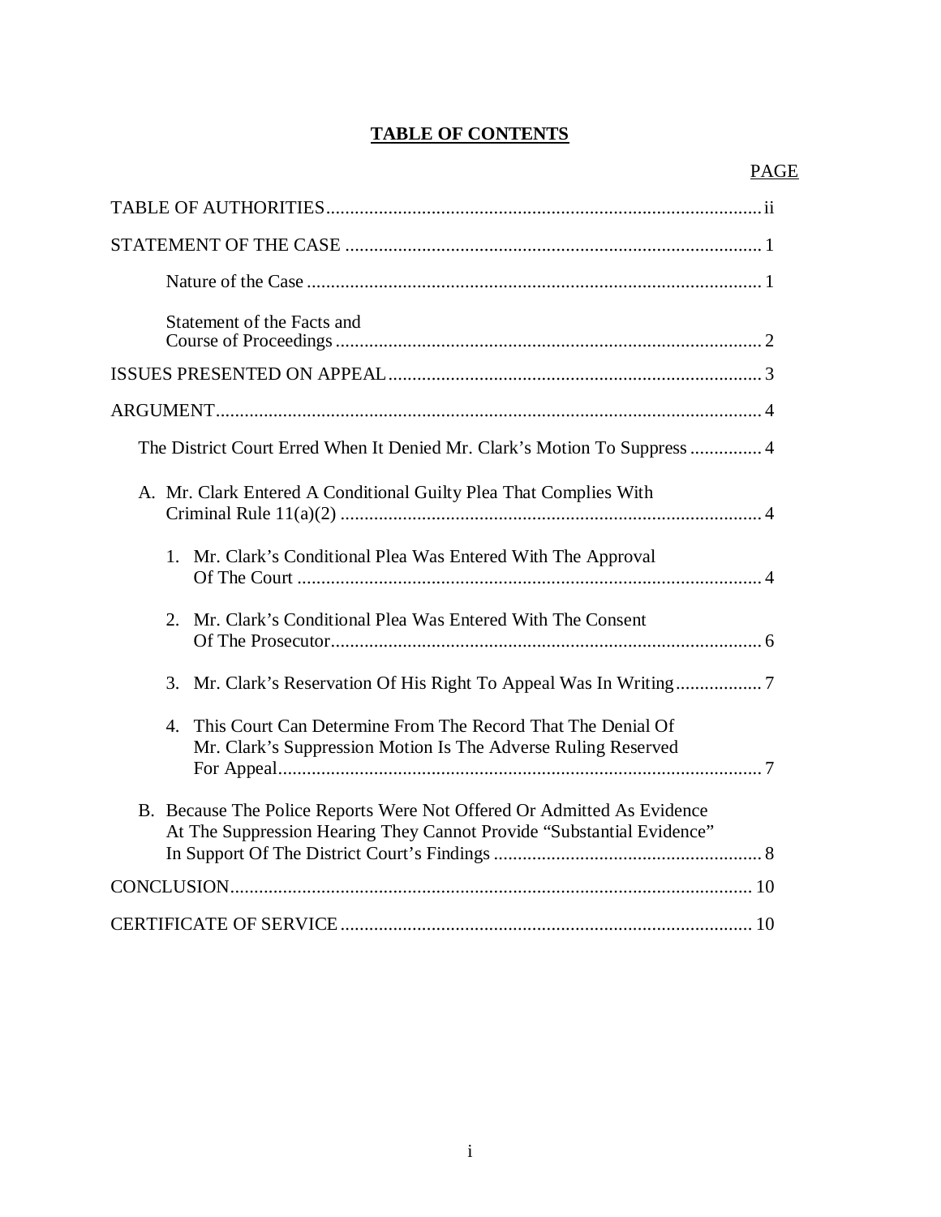# TABLE OF CONTENTS

| | PAGE |
|---|---|
| TABLE OF AUTHORITIES | ii |
| STATEMENT OF THE CASE | 1 |
| Nature of the Case | 1 |
| Statement of the Facts and Course of Proceedings | 2 |
| ISSUES PRESENTED ON APPEAL | 3 |
| ARGUMENT | 4 |
| The District Court Erred When It Denied Mr. Clark's Motion To Suppress | 4 |
| A. Mr. Clark Entered A Conditional Guilty Plea That Complies With Criminal Rule 11(a)(2) | 4 |
| 1. Mr. Clark's Conditional Plea Was Entered With The Approval Of The Court | 4 |
| 2. Mr. Clark's Conditional Plea Was Entered With The Consent Of The Prosecutor | 6 |
| 3. Mr. Clark's Reservation Of His Right To Appeal Was In Writing | 7 |
| 4. This Court Can Determine From The Record That The Denial Of Mr. Clark's Suppression Motion Is The Adverse Ruling Reserved For Appeal | 7 |
| B. Because The Police Reports Were Not Offered Or Admitted As Evidence At The Suppression Hearing They Cannot Provide "Substantial Evidence" In Support Of The District Court's Findings | 8 |
| CONCLUSION | 10 |
| CERTIFICATE OF SERVICE | 10 |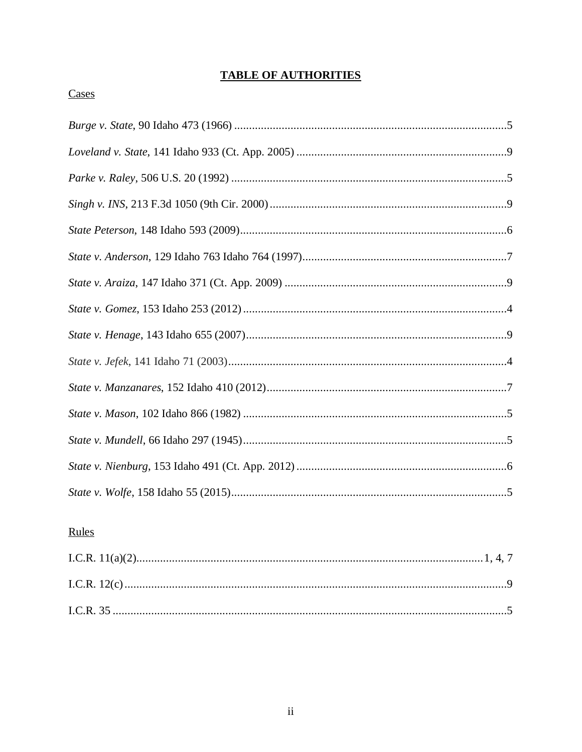# TABLE OF AUTHORITIES

Cases

*Burge v. State*, 90 Idaho 473 (1966) ..........................................................................................5

*Loveland v. State*, 141 Idaho 933 (Ct. App. 2005) .......................................................................9

*Parke v. Raley*, 506 U.S. 20 (1992) ............................................................................................5

*Singh v. INS*, 213 F.3d 1050 (9th Cir. 2000) ................................................................................9

*State Peterson*, 148 Idaho 593 (2009)..........................................................................................6

*State v. Anderson*, 129 Idaho 763 Idaho 764 (1997).....................................................................7

*State v. Araiza*, 147 Idaho 371 (Ct. App. 2009) ...........................................................................9

*State v. Gomez*, 153 Idaho 253 (2012) ........................................................................................4

*State v. Henage*, 143 Idaho 655 (2007)........................................................................................9

*State v. Jefek*, 141 Idaho 71 (2003)..............................................................................................4

*State v. Manzanares*, 152 Idaho 410 (2012).................................................................................7

*State v. Mason*, 102 Idaho 866 (1982) .........................................................................................5

*State v. Mundell*, 66 Idaho 297 (1945).........................................................................................5

*State v. Nienburg*, 153 Idaho 491 (Ct. App. 2012) .......................................................................6

*State v. Wolfe*, 158 Idaho 55 (2015).............................................................................................5

Rules

I.C.R. 11(a)(2).....................................................................................................................1, 4, 7

I.C.R. 12(c) .................................................................................................................................9

I.C.R. 35 .....................................................................................................................................5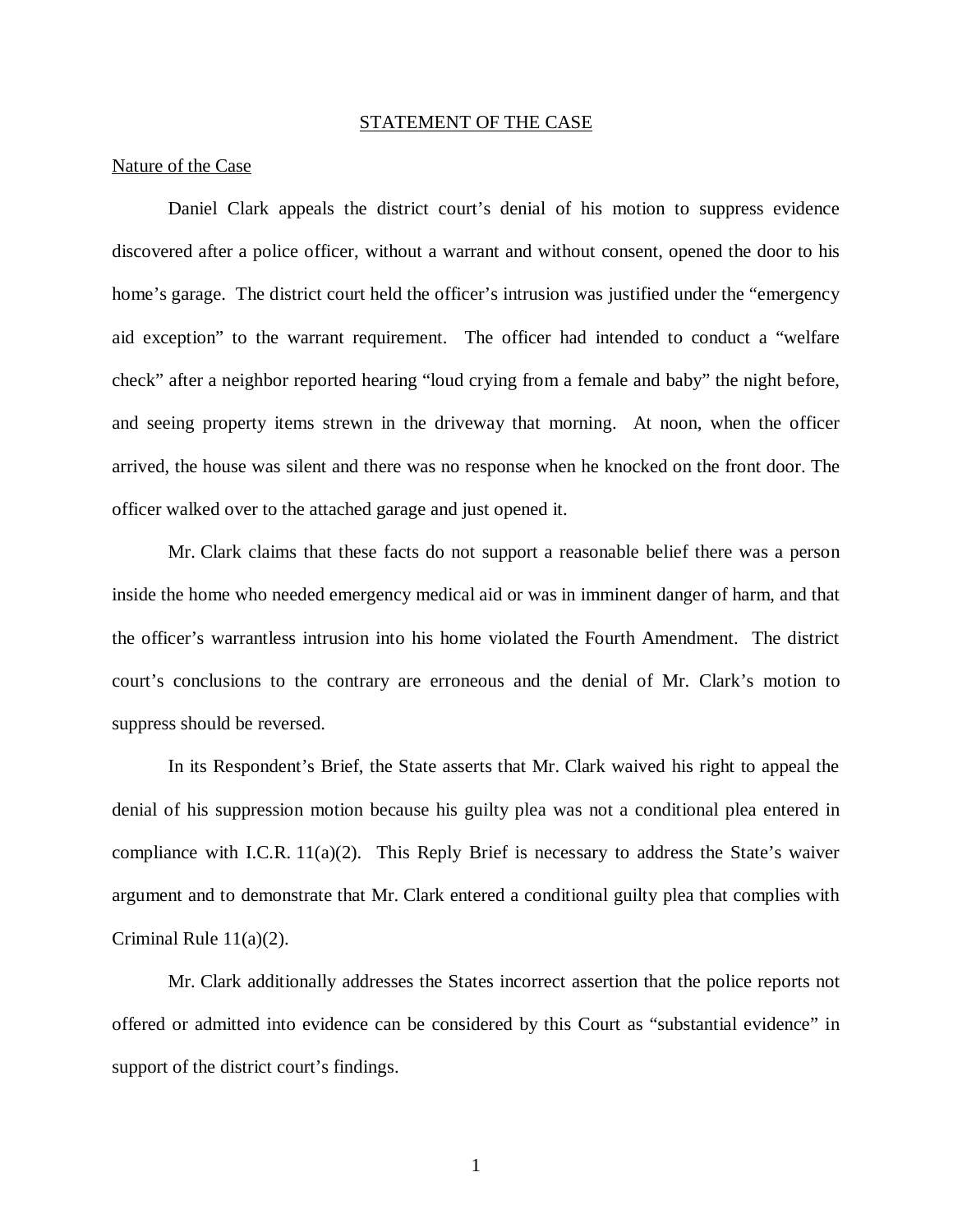## STATEMENT OF THE CASE

### Nature of the Case

Daniel Clark appeals the district court's denial of his motion to suppress evidence discovered after a police officer, without a warrant and without consent, opened the door to his home's garage. The district court held the officer's intrusion was justified under the "emergency aid exception" to the warrant requirement. The officer had intended to conduct a "welfare check" after a neighbor reported hearing "loud crying from a female and baby" the night before, and seeing property items strewn in the driveway that morning. At noon, when the officer arrived, the house was silent and there was no response when he knocked on the front door. The officer walked over to the attached garage and just opened it.

Mr. Clark claims that these facts do not support a reasonable belief there was a person inside the home who needed emergency medical aid or was in imminent danger of harm, and that the officer's warrantless intrusion into his home violated the Fourth Amendment. The district court's conclusions to the contrary are erroneous and the denial of Mr. Clark's motion to suppress should be reversed.

In its Respondent's Brief, the State asserts that Mr. Clark waived his right to appeal the denial of his suppression motion because his guilty plea was not a conditional plea entered in compliance with I.C.R. 11(a)(2). This Reply Brief is necessary to address the State's waiver argument and to demonstrate that Mr. Clark entered a conditional guilty plea that complies with Criminal Rule 11(a)(2).

Mr. Clark additionally addresses the States incorrect assertion that the police reports not offered or admitted into evidence can be considered by this Court as "substantial evidence" in support of the district court's findings.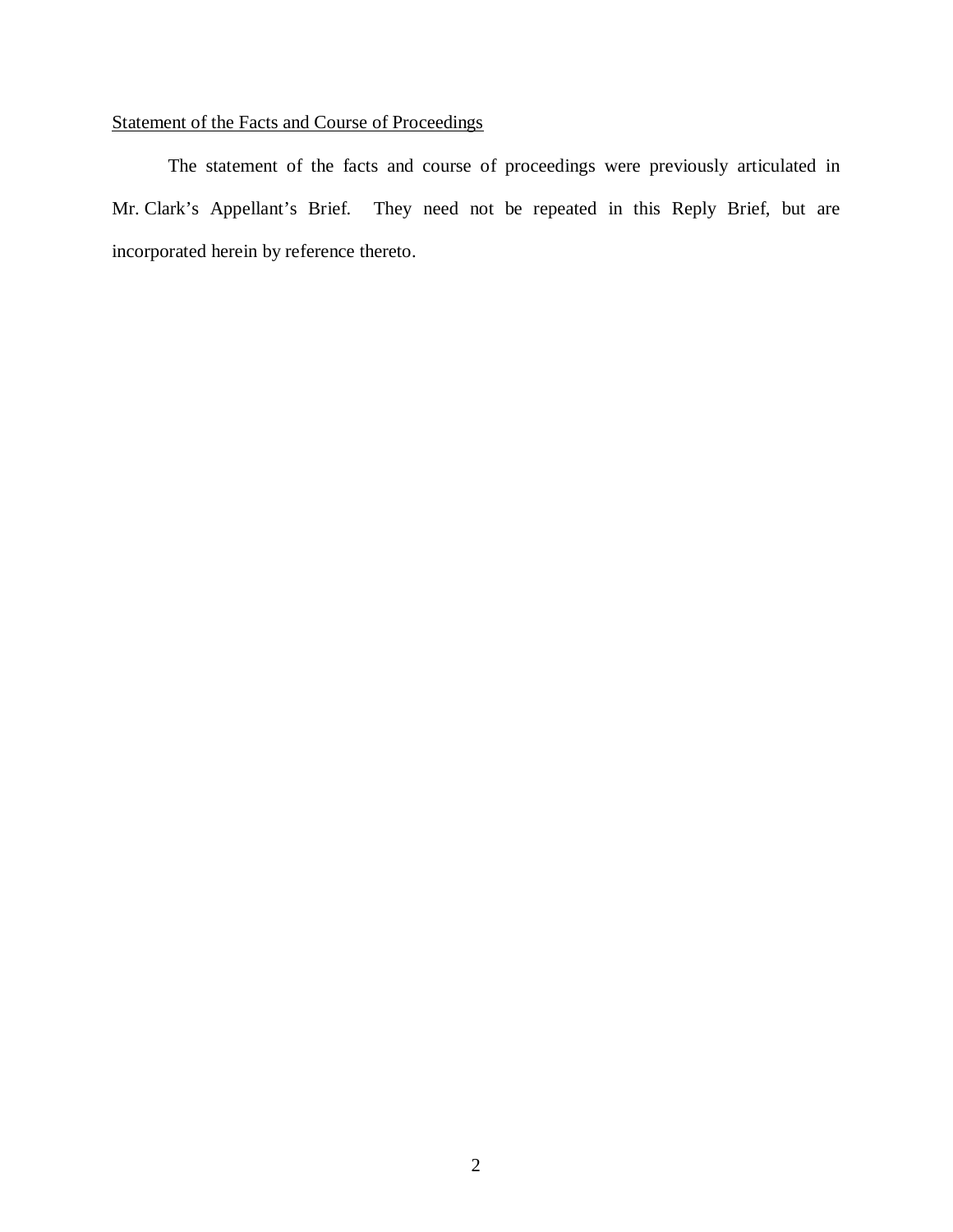<u>Statement of the Facts and Course of Proceedings</u>

The statement of the facts and course of proceedings were previously articulated in Mr. Clark's Appellant's Brief. They need not be repeated in this Reply Brief, but are incorporated herein by reference thereto.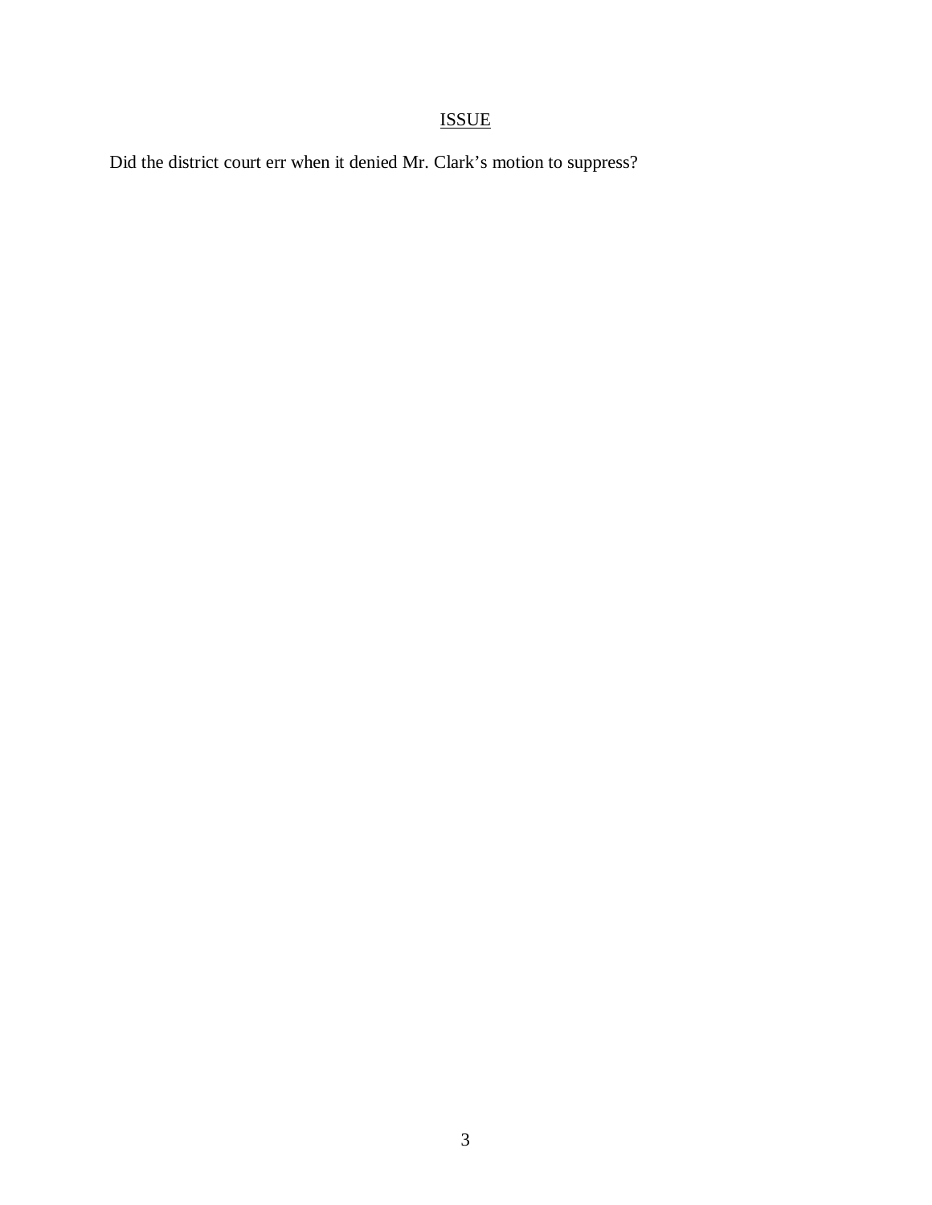## ISSUE

Did the district court err when it denied Mr. Clark's motion to suppress?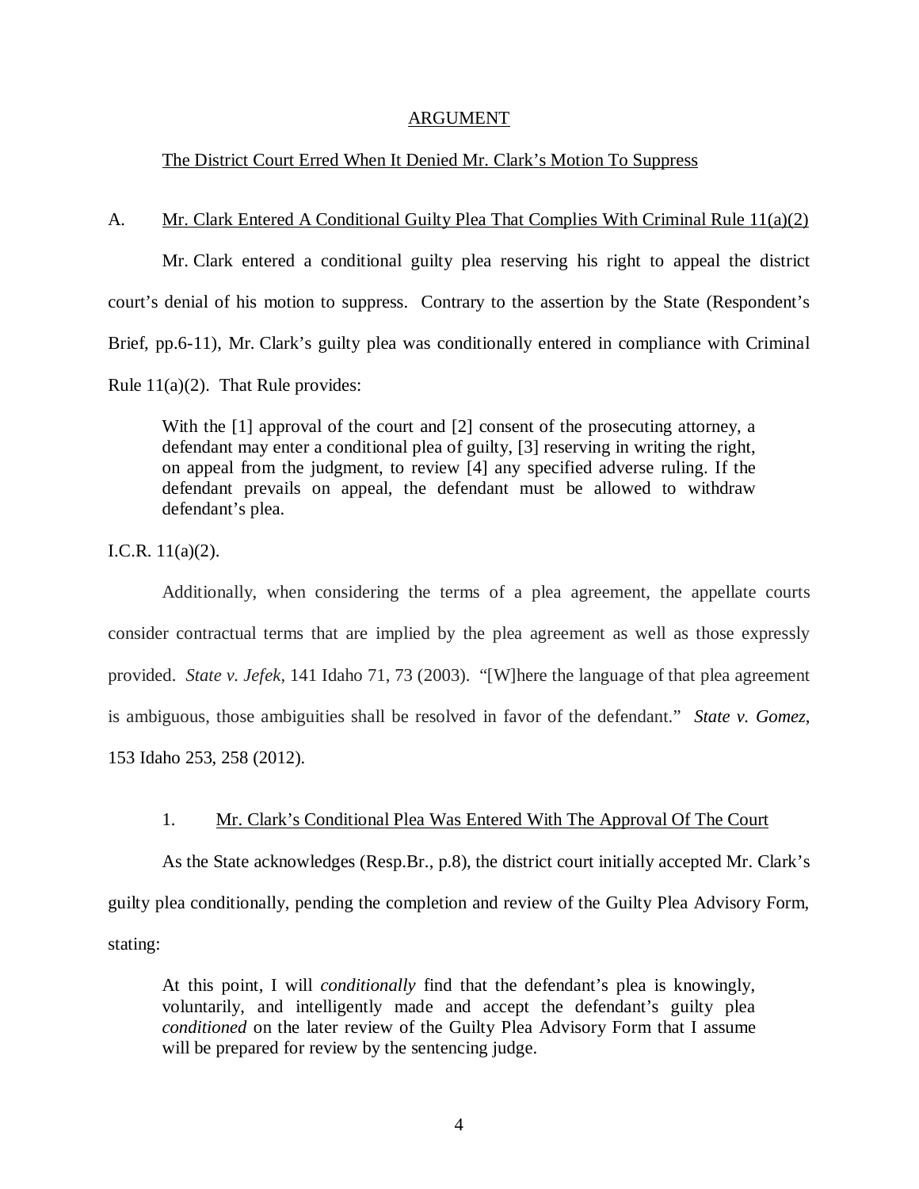## ARGUMENT

### The District Court Erred When It Denied Mr. Clark's Motion To Suppress

A. Mr. Clark Entered A Conditional Guilty Plea That Complies With Criminal Rule 11(a)(2)

Mr. Clark entered a conditional guilty plea reserving his right to appeal the district court's denial of his motion to suppress. Contrary to the assertion by the State (Respondent's Brief, pp.6-11), Mr. Clark's guilty plea was conditionally entered in compliance with Criminal Rule 11(a)(2). That Rule provides:

> With the [1] approval of the court and [2] consent of the prosecuting attorney, a defendant may enter a conditional plea of guilty, [3] reserving in writing the right, on appeal from the judgment, to review [4] any specified adverse ruling. If the defendant prevails on appeal, the defendant must be allowed to withdraw defendant's plea.

I.C.R. 11(a)(2).

Additionally, when considering the terms of a plea agreement, the appellate courts consider contractual terms that are implied by the plea agreement as well as those expressly provided. *State v. Jefek*, 141 Idaho 71, 73 (2003). "[W]here the language of that plea agreement is ambiguous, those ambiguities shall be resolved in favor of the defendant." *State v. Gomez*, 153 Idaho 253, 258 (2012).

1. Mr. Clark's Conditional Plea Was Entered With The Approval Of The Court

As the State acknowledges (Resp.Br., p.8), the district court initially accepted Mr. Clark's guilty plea conditionally, pending the completion and review of the Guilty Plea Advisory Form, stating:

> At this point, I will *conditionally* find that the defendant's plea is knowingly, voluntarily, and intelligently made and accept the defendant's guilty plea *conditioned* on the later review of the Guilty Plea Advisory Form that I assume will be prepared for review by the sentencing judge.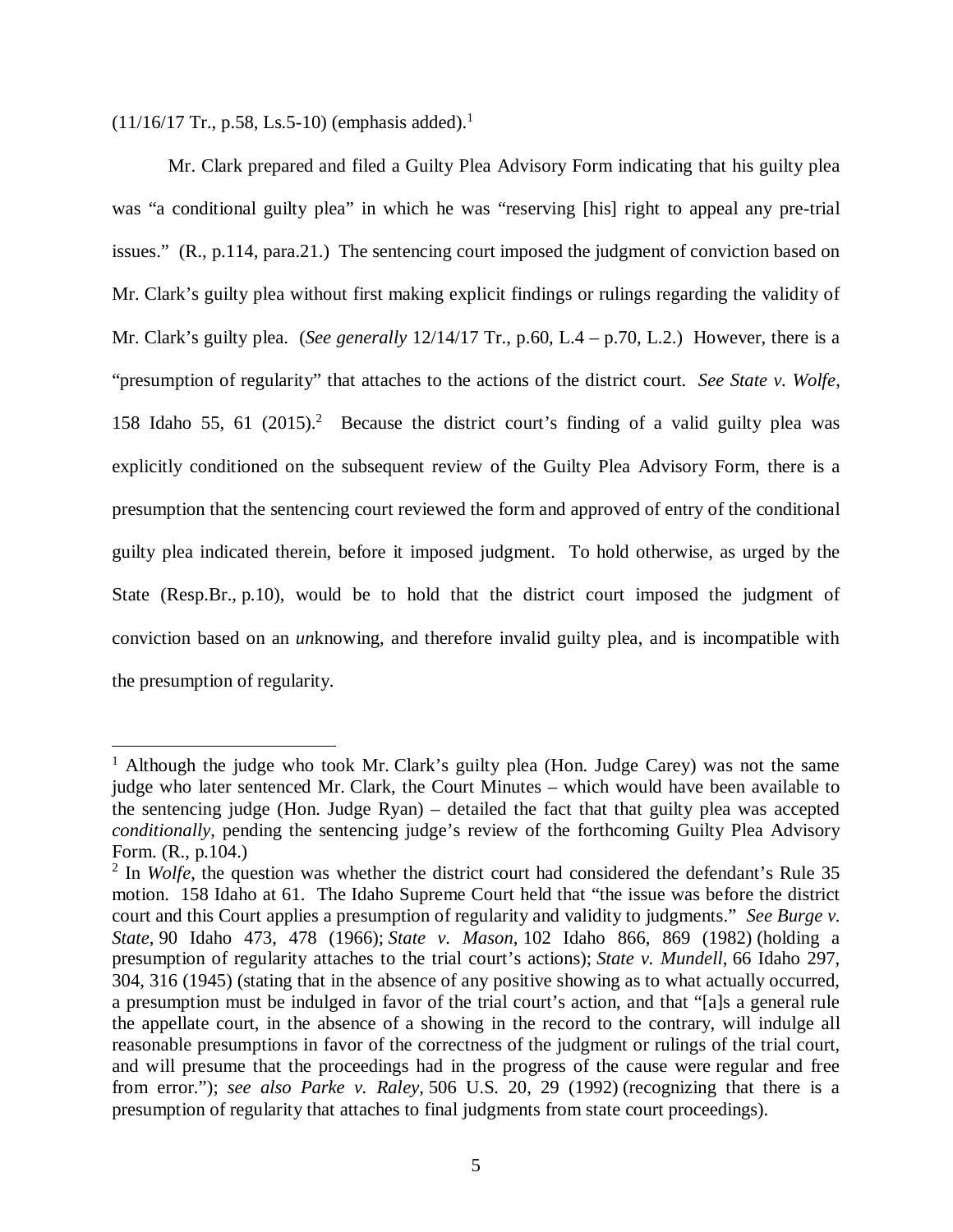(11/16/17 Tr., p.58, Ls.5-10) (emphasis added).[1]

Mr. Clark prepared and filed a Guilty Plea Advisory Form indicating that his guilty plea was "a conditional guilty plea" in which he was "reserving [his] right to appeal any pre-trial issues." (R., p.114, para.21.) The sentencing court imposed the judgment of conviction based on Mr. Clark's guilty plea without first making explicit findings or rulings regarding the validity of Mr. Clark's guilty plea. (*See generally* 12/14/17 Tr., p.60, L.4 – p.70, L.2.) However, there is a "presumption of regularity" that attaches to the actions of the district court. *See State v. Wolfe*, 158 Idaho 55, 61 (2015).[2] Because the district court's finding of a valid guilty plea was explicitly conditioned on the subsequent review of the Guilty Plea Advisory Form, there is a presumption that the sentencing court reviewed the form and approved of entry of the conditional guilty plea indicated therein, before it imposed judgment. To hold otherwise, as urged by the State (Resp.Br., p.10), would be to hold that the district court imposed the judgment of conviction based on an *un*knowing, and therefore invalid guilty plea, and is incompatible with the presumption of regularity.

---

[1] Although the judge who took Mr. Clark's guilty plea (Hon. Judge Carey) was not the same judge who later sentenced Mr. Clark, the Court Minutes – which would have been available to the sentencing judge (Hon. Judge Ryan) – detailed the fact that that guilty plea was accepted *conditionally*, pending the sentencing judge's review of the forthcoming Guilty Plea Advisory Form. (R., p.104.)

[2] In *Wolfe*, the question was whether the district court had considered the defendant's Rule 35 motion. 158 Idaho at 61. The Idaho Supreme Court held that "the issue was before the district court and this Court applies a presumption of regularity and validity to judgments." *See Burge v. State*, 90 Idaho 473, 478 (1966); *State v. Mason*, 102 Idaho 866, 869 (1982) (holding a presumption of regularity attaches to the trial court's actions); *State v. Mundell*, 66 Idaho 297, 304, 316 (1945) (stating that in the absence of any positive showing as to what actually occurred, a presumption must be indulged in favor of the trial court's action, and that "[a]s a general rule the appellate court, in the absence of a showing in the record to the contrary, will indulge all reasonable presumptions in favor of the correctness of the judgment or rulings of the trial court, and will presume that the proceedings had in the progress of the cause were regular and free from error."); *see also Parke v. Raley*, 506 U.S. 20, 29 (1992) (recognizing that there is a presumption of regularity that attaches to final judgments from state court proceedings).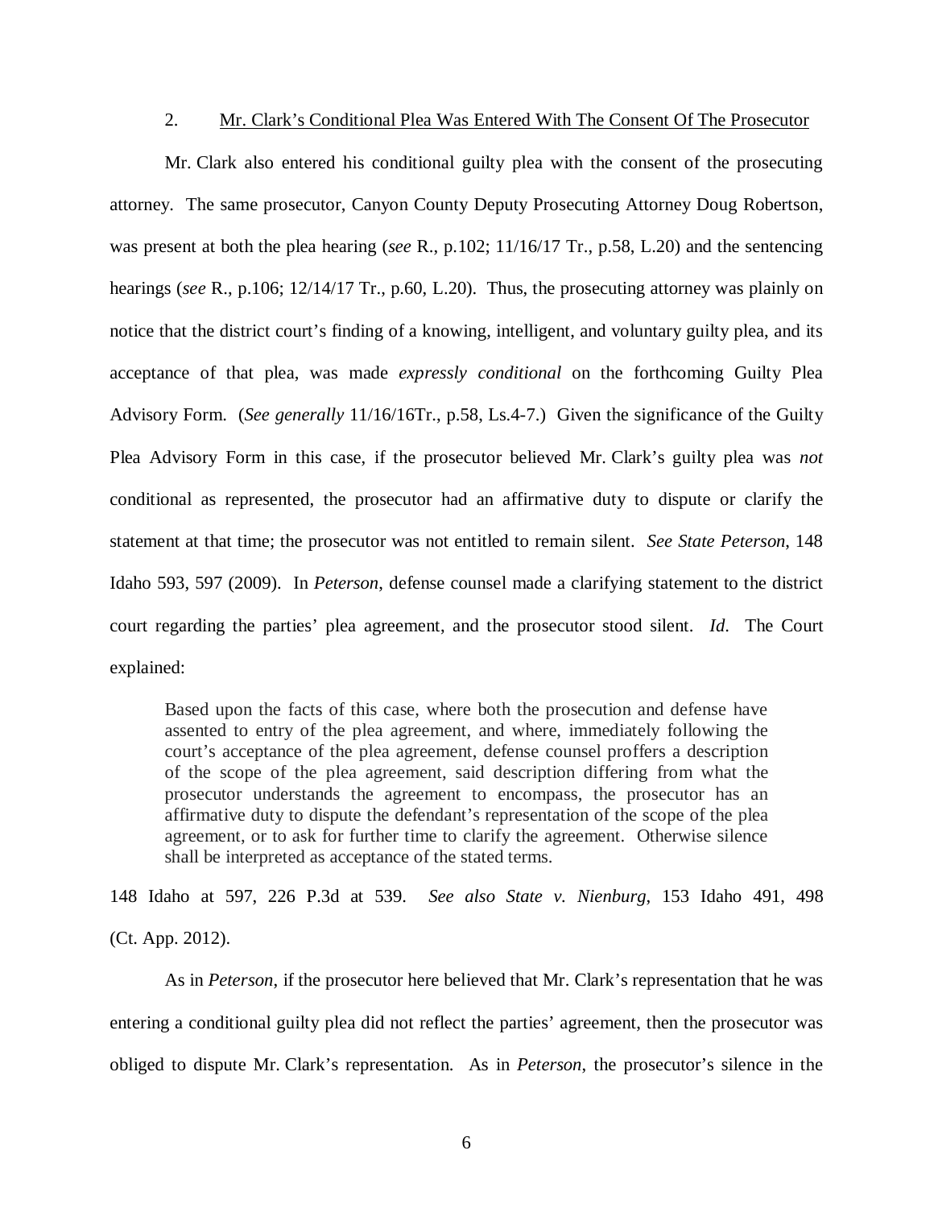2. <u>Mr. Clark's Conditional Plea Was Entered With The Consent Of The Prosecutor</u>

Mr. Clark also entered his conditional guilty plea with the consent of the prosecuting attorney. The same prosecutor, Canyon County Deputy Prosecuting Attorney Doug Robertson, was present at both the plea hearing (*see* R., p.102; 11/16/17 Tr., p.58, L.20) and the sentencing hearings (*see* R., p.106; 12/14/17 Tr., p.60, L.20). Thus, the prosecuting attorney was plainly on notice that the district court's finding of a knowing, intelligent, and voluntary guilty plea, and its acceptance of that plea, was made *expressly conditional* on the forthcoming Guilty Plea Advisory Form. (*See generally* 11/16/16Tr., p.58, Ls.4-7.) Given the significance of the Guilty Plea Advisory Form in this case, if the prosecutor believed Mr. Clark's guilty plea was *not* conditional as represented, the prosecutor had an affirmative duty to dispute or clarify the statement at that time; the prosecutor was not entitled to remain silent. *See State Peterson*, 148 Idaho 593, 597 (2009). In *Peterson*, defense counsel made a clarifying statement to the district court regarding the parties' plea agreement, and the prosecutor stood silent. *Id.* The Court explained:

> Based upon the facts of this case, where both the prosecution and defense have assented to entry of the plea agreement, and where, immediately following the court's acceptance of the plea agreement, defense counsel proffers a description of the scope of the plea agreement, said description differing from what the prosecutor understands the agreement to encompass, the prosecutor has an affirmative duty to dispute the defendant's representation of the scope of the plea agreement, or to ask for further time to clarify the agreement. Otherwise silence shall be interpreted as acceptance of the stated terms.

148 Idaho at 597, 226 P.3d at 539. *See also State v. Nienburg*, 153 Idaho 491, 498 (Ct. App. 2012).

As in *Peterson*, if the prosecutor here believed that Mr. Clark's representation that he was entering a conditional guilty plea did not reflect the parties' agreement, then the prosecutor was obliged to dispute Mr. Clark's representation. As in *Peterson*, the prosecutor's silence in the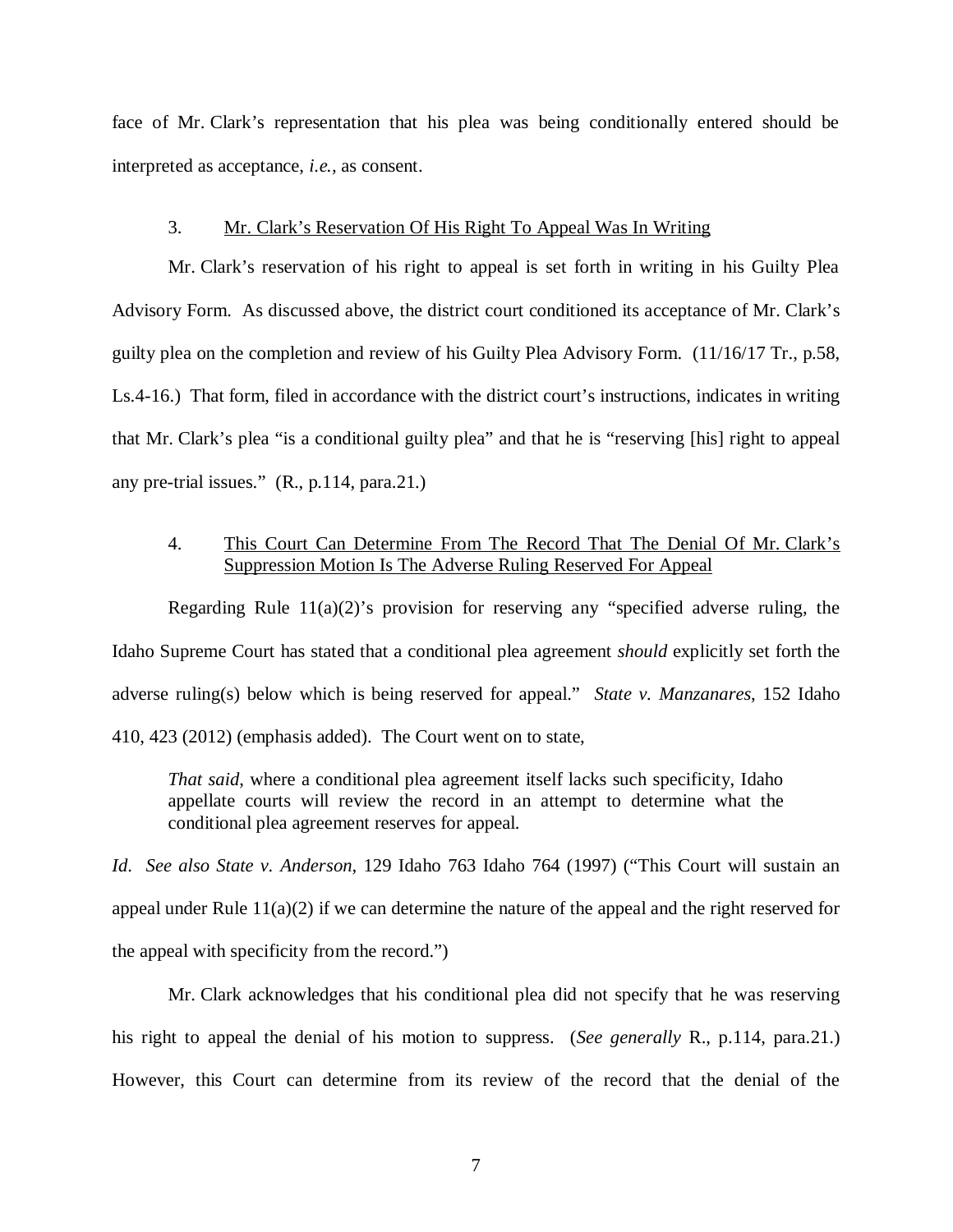face of Mr. Clark's representation that his plea was being conditionally entered should be interpreted as acceptance, *i.e.*, as consent.

3. <u>Mr. Clark's Reservation Of His Right To Appeal Was In Writing</u>

Mr. Clark's reservation of his right to appeal is set forth in writing in his Guilty Plea Advisory Form. As discussed above, the district court conditioned its acceptance of Mr. Clark's guilty plea on the completion and review of his Guilty Plea Advisory Form. (11/16/17 Tr., p.58, Ls.4-16.) That form, filed in accordance with the district court's instructions, indicates in writing that Mr. Clark's plea "is a conditional guilty plea" and that he is "reserving [his] right to appeal any pre-trial issues." (R., p.114, para.21.)

4. <u>This Court Can Determine From The Record That The Denial Of Mr. Clark's Suppression Motion Is The Adverse Ruling Reserved For Appeal</u>

Regarding Rule 11(a)(2)'s provision for reserving any "specified adverse ruling, the Idaho Supreme Court has stated that a conditional plea agreement *should* explicitly set forth the adverse ruling(s) below which is being reserved for appeal." *State v. Manzanares*, 152 Idaho 410, 423 (2012) (emphasis added). The Court went on to state,

> *That said*, where a conditional plea agreement itself lacks such specificity, Idaho appellate courts will review the record in an attempt to determine what the conditional plea agreement reserves for appeal.

*Id. See also State v. Anderson*, 129 Idaho 763 Idaho 764 (1997) ("This Court will sustain an appeal under Rule 11(a)(2) if we can determine the nature of the appeal and the right reserved for the appeal with specificity from the record.")

Mr. Clark acknowledges that his conditional plea did not specify that he was reserving his right to appeal the denial of his motion to suppress. (*See generally* R., p.114, para.21.) However, this Court can determine from its review of the record that the denial of the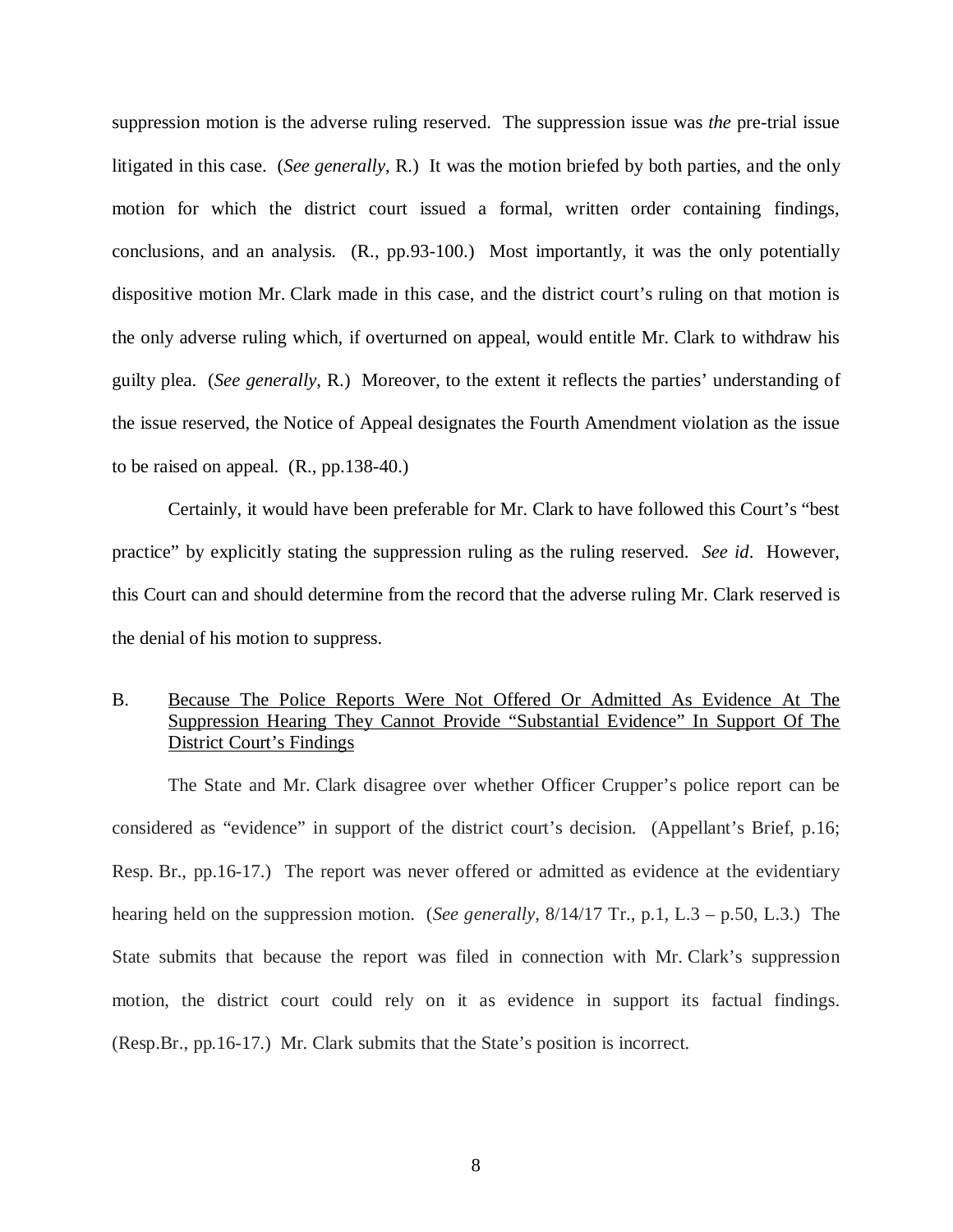suppression motion is the adverse ruling reserved. The suppression issue was *the* pre-trial issue litigated in this case. (*See generally*, R.) It was the motion briefed by both parties, and the only motion for which the district court issued a formal, written order containing findings, conclusions, and an analysis. (R., pp.93-100.) Most importantly, it was the only potentially dispositive motion Mr. Clark made in this case, and the district court's ruling on that motion is the only adverse ruling which, if overturned on appeal, would entitle Mr. Clark to withdraw his guilty plea. (*See generally*, R.) Moreover, to the extent it reflects the parties' understanding of the issue reserved, the Notice of Appeal designates the Fourth Amendment violation as the issue to be raised on appeal. (R., pp.138-40.)

Certainly, it would have been preferable for Mr. Clark to have followed this Court's "best practice" by explicitly stating the suppression ruling as the ruling reserved. *See id*. However, this Court can and should determine from the record that the adverse ruling Mr. Clark reserved is the denial of his motion to suppress.

## B. Because The Police Reports Were Not Offered Or Admitted As Evidence At The Suppression Hearing They Cannot Provide "Substantial Evidence" In Support Of The District Court's Findings

The State and Mr. Clark disagree over whether Officer Crupper's police report can be considered as "evidence" in support of the district court's decision. (Appellant's Brief, p.16; Resp. Br., pp.16-17.) The report was never offered or admitted as evidence at the evidentiary hearing held on the suppression motion. (*See generally*, 8/14/17 Tr., p.1, L.3 – p.50, L.3.) The State submits that because the report was filed in connection with Mr. Clark's suppression motion, the district court could rely on it as evidence in support its factual findings. (Resp.Br., pp.16-17.) Mr. Clark submits that the State's position is incorrect.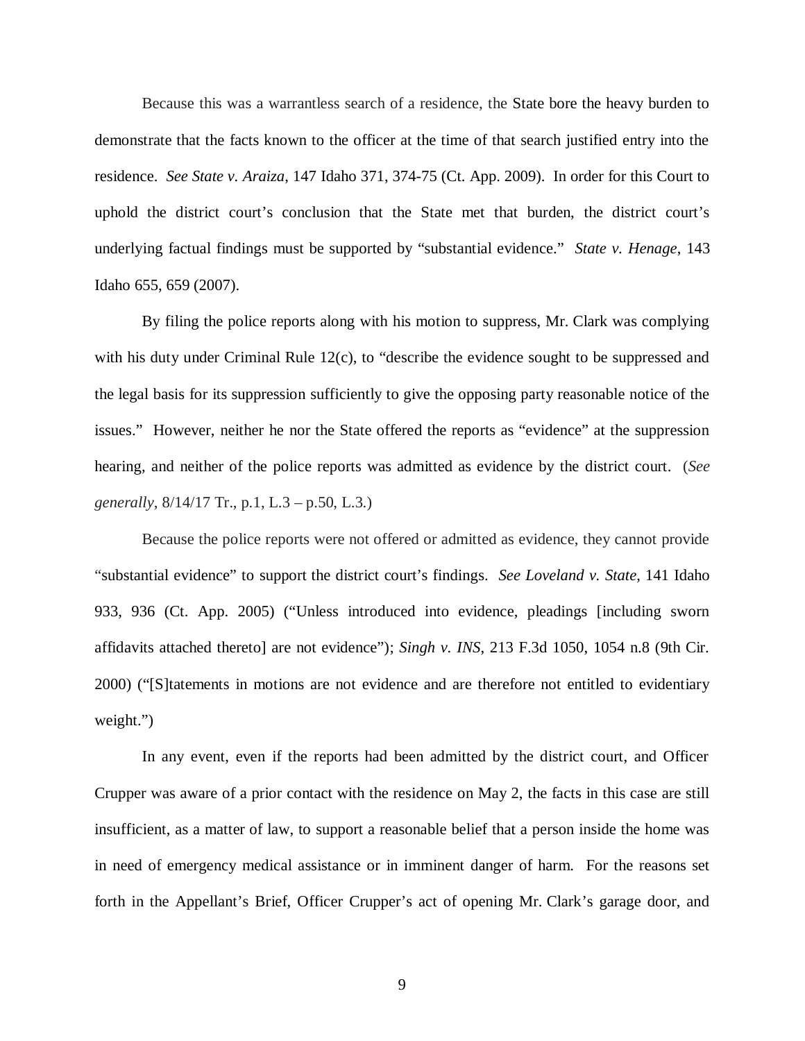Because this was a warrantless search of a residence, the State bore the heavy burden to demonstrate that the facts known to the officer at the time of that search justified entry into the residence. *See State v. Araiza*, 147 Idaho 371, 374-75 (Ct. App. 2009). In order for this Court to uphold the district court's conclusion that the State met that burden, the district court's underlying factual findings must be supported by "substantial evidence." *State v. Henage*, 143 Idaho 655, 659 (2007).

By filing the police reports along with his motion to suppress, Mr. Clark was complying with his duty under Criminal Rule 12(c), to "describe the evidence sought to be suppressed and the legal basis for its suppression sufficiently to give the opposing party reasonable notice of the issues." However, neither he nor the State offered the reports as "evidence" at the suppression hearing, and neither of the police reports was admitted as evidence by the district court. (*See generally*, 8/14/17 Tr., p.1, L.3 – p.50, L.3.)

Because the police reports were not offered or admitted as evidence, they cannot provide "substantial evidence" to support the district court's findings. *See Loveland v. State*, 141 Idaho 933, 936 (Ct. App. 2005) ("Unless introduced into evidence, pleadings [including sworn affidavits attached thereto] are not evidence"); *Singh v. INS*, 213 F.3d 1050, 1054 n.8 (9th Cir. 2000) ("[S]tatements in motions are not evidence and are therefore not entitled to evidentiary weight.")

In any event, even if the reports had been admitted by the district court, and Officer Crupper was aware of a prior contact with the residence on May 2, the facts in this case are still insufficient, as a matter of law, to support a reasonable belief that a person inside the home was in need of emergency medical assistance or in imminent danger of harm. For the reasons set forth in the Appellant's Brief, Officer Crupper's act of opening Mr. Clark's garage door, and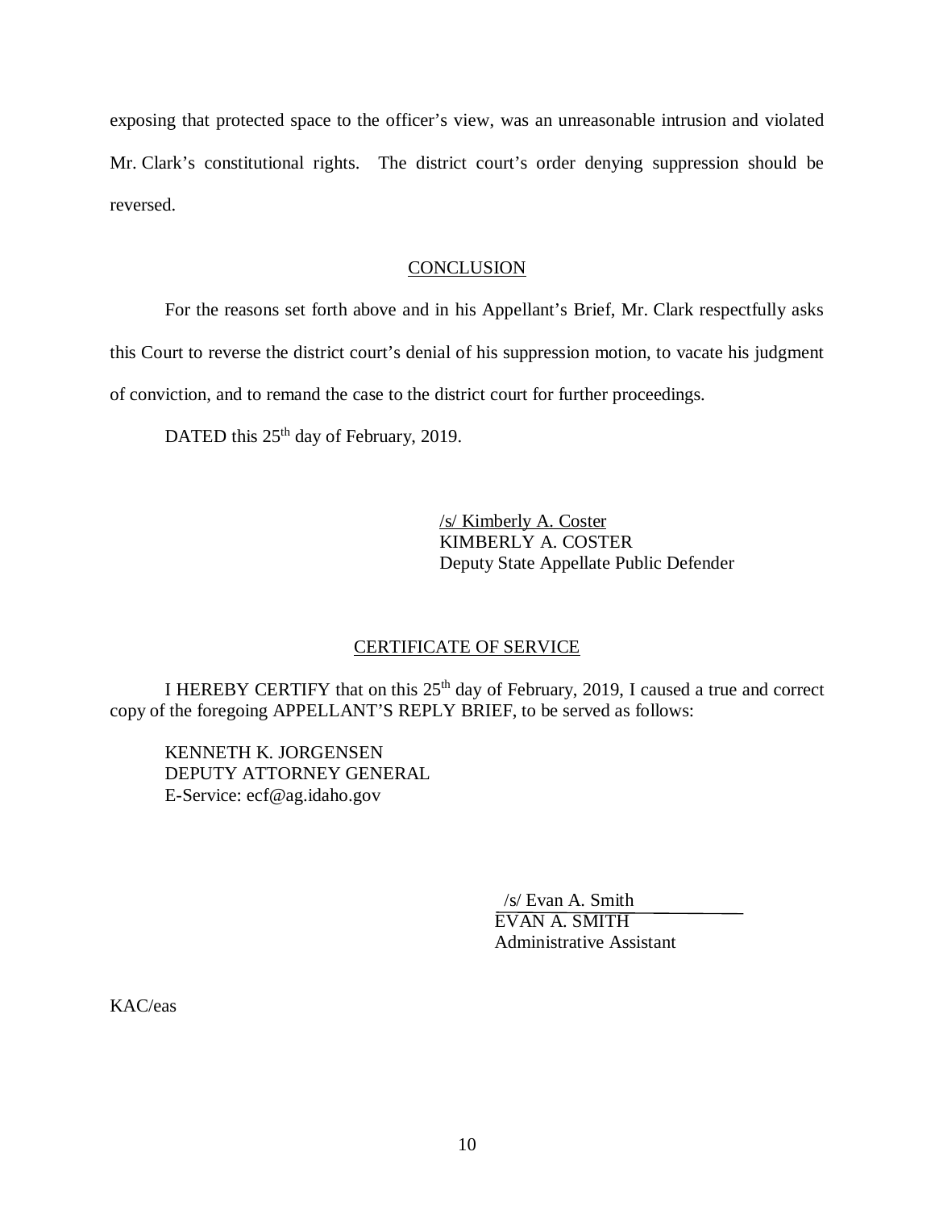exposing that protected space to the officer's view, was an unreasonable intrusion and violated Mr. Clark's constitutional rights. The district court's order denying suppression should be reversed.

## CONCLUSION

For the reasons set forth above and in his Appellant's Brief, Mr. Clark respectfully asks this Court to reverse the district court's denial of his suppression motion, to vacate his judgment of conviction, and to remand the case to the district court for further proceedings.

DATED this 25th day of February, 2019.

/s/ Kimberly A. Coster
KIMBERLY A. COSTER
Deputy State Appellate Public Defender

## CERTIFICATE OF SERVICE

I HEREBY CERTIFY that on this 25th day of February, 2019, I caused a true and correct copy of the foregoing APPELLANT'S REPLY BRIEF, to be served as follows:

KENNETH K. JORGENSEN
DEPUTY ATTORNEY GENERAL
E-Service: ecf@ag.idaho.gov

/s/ Evan A. Smith
EVAN A. SMITH
Administrative Assistant

KAC/eas